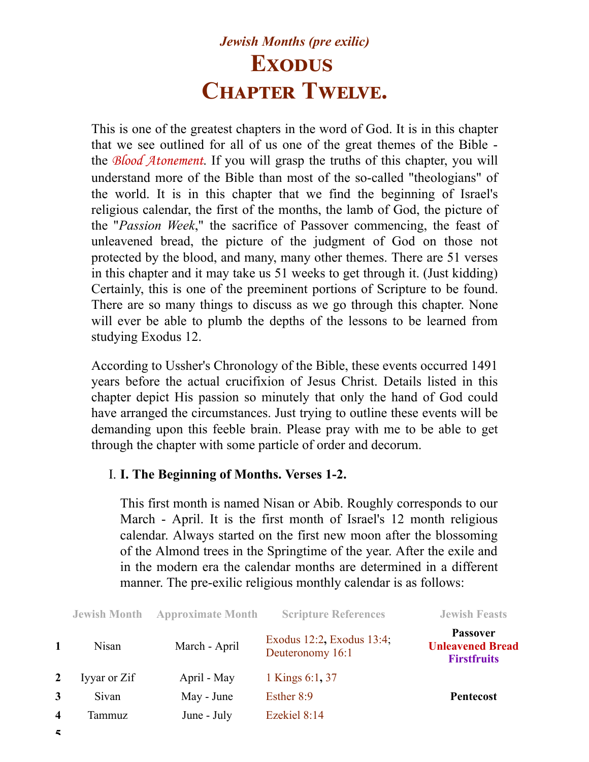*Jewish Months (pre exilic)*

# Exodus
# Chapter Twelve.

This is one of the greatest chapters in the word of God. It is in this chapter that we see outlined for all of us one of the great themes of the Bible - the *Blood Atonement*. If you will grasp the truths of this chapter, you will understand more of the Bible than most of the so-called "theologians" of the world. It is in this chapter that we find the beginning of Israel's religious calendar, the first of the months, the lamb of God, the picture of the "*Passion Week*," the sacrifice of Passover commencing, the feast of unleavened bread, the picture of the judgment of God on those not protected by the blood, and many, many other themes. There are 51 verses in this chapter and it may take us 51 weeks to get through it. (Just kidding) Certainly, this is one of the preeminent portions of Scripture to be found. There are so many things to discuss as we go through this chapter. None will ever be able to plumb the depths of the lessons to be learned from studying Exodus 12.

According to Ussher's Chronology of the Bible, these events occurred 1491 years before the actual crucifixion of Jesus Christ. Details listed in this chapter depict His passion so minutely that only the hand of God could have arranged the circumstances. Just trying to outline these events will be demanding upon this feeble brain. Please pray with me to be able to get through the chapter with some particle of order and decorum.

I. **I. The Beginning of Months. Verses 1-2.**

This first month is named Nisan or Abib. Roughly corresponds to our March - April. It is the first month of Israel's 12 month religious calendar. Always started on the first new moon after the blossoming of the Almond trees in the Springtime of the year. After the exile and in the modern era the calendar months are determined in a different manner. The pre-exilic religious monthly calendar is as follows:

| | Jewish Month | Approximate Month | Scripture References | Jewish Feasts |
|---|---|---|---|---|
| 1 | Nisan | March - April | Exodus 12:2, Exodus 13:4; Deuteronomy 16:1 | **Passover** **Unleavened Bread** **Firstfruits** |
| 2 | Iyyar or Zif | April - May | 1 Kings 6:1, 37 | |
| 3 | Sivan | May - June | Esther 8:9 | **Pentecost** |
| 4 | Tammuz | June - July | Ezekiel 8:14 | |
| 5 | | | | |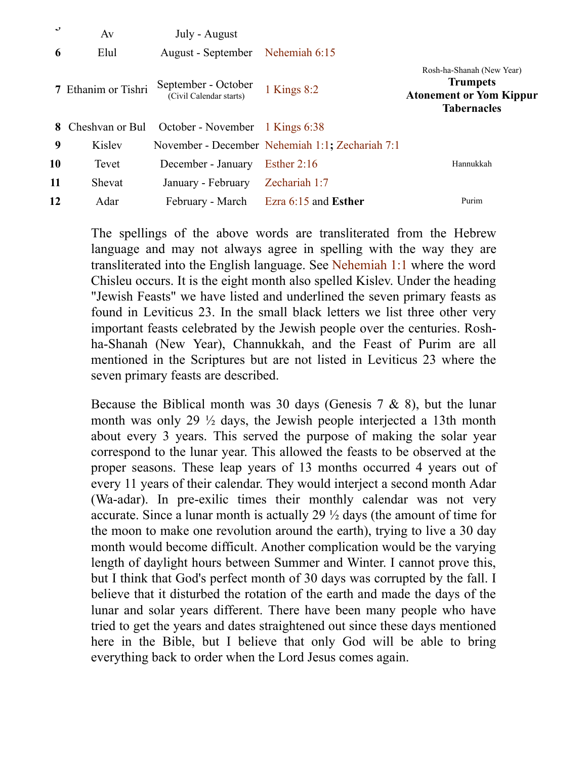| | | | | |
|---|---|---|---|---|
| 5 | Av | July - August | | |
| 6 | Elul | August - September | Nehemiah 6:15 | |
| 7 | Ethanim or Tishri | September - October (Civil Calendar starts) | 1 Kings 8:2 | Rosh-ha-Shanah (New Year) **Trumpets** **Atonement or Yom Kippur** **Tabernacles** |
| 8 | Cheshvan or Bul | October - November | 1 Kings 6:38 | |
| 9 | Kislev | November - December | Nehemiah 1:1**;** Zechariah 7:1 | |
| 10 | Tevet | December - January | Esther 2:16 | Hannukkah |
| 11 | Shevat | January - February | Zechariah 1:7 | |
| 12 | Adar | February - March | Ezra 6:15 and **Esther** | Purim |

The spellings of the above words are transliterated from the Hebrew language and may not always agree in spelling with the way they are transliterated into the English language. See Nehemiah 1:1 where the word Chisleu occurs. It is the eight month also spelled Kislev. Under the heading "Jewish Feasts" we have listed and underlined the seven primary feasts as found in Leviticus 23. In the small black letters we list three other very important feasts celebrated by the Jewish people over the centuries. Rosh-ha-Shanah (New Year), Channukkah, and the Feast of Purim are all mentioned in the Scriptures but are not listed in Leviticus 23 where the seven primary feasts are described.

Because the Biblical month was 30 days (Genesis 7 & 8), but the lunar month was only 29 ½ days, the Jewish people interjected a 13th month about every 3 years. This served the purpose of making the solar year correspond to the lunar year. This allowed the feasts to be observed at the proper seasons. These leap years of 13 months occurred 4 years out of every 11 years of their calendar. They would interject a second month Adar (Wa-adar). In pre-exilic times their monthly calendar was not very accurate. Since a lunar month is actually 29 ½ days (the amount of time for the moon to make one revolution around the earth), trying to live a 30 day month would become difficult. Another complication would be the varying length of daylight hours between Summer and Winter. I cannot prove this, but I think that God's perfect month of 30 days was corrupted by the fall. I believe that it disturbed the rotation of the earth and made the days of the lunar and solar years different. There have been many people who have tried to get the years and dates straightened out since these days mentioned here in the Bible, but I believe that only God will be able to bring everything back to order when the Lord Jesus comes again.